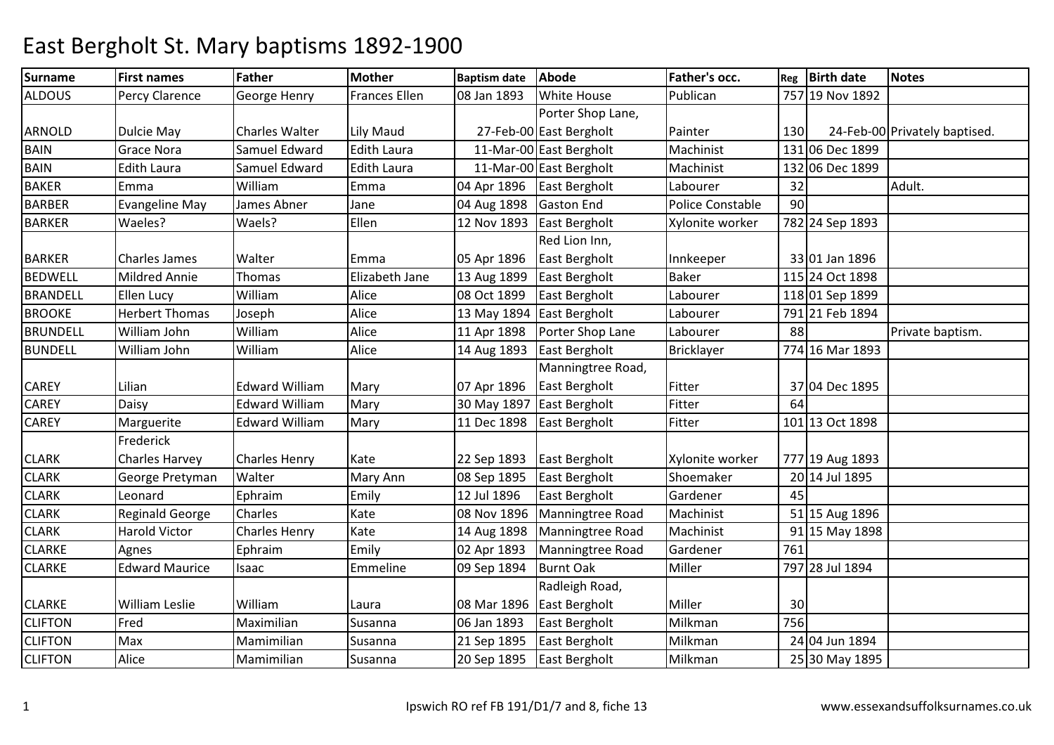# East Bergholt St. Mary baptisms 1892-1900

| Surname | First names | Father | Mother | Baptism date | Abode | Father's occ. | Reg | Birth date | Notes |
|---|---|---|---|---|---|---|---|---|---|
| ALDOUS | Percy Clarence | George Henry | Frances Ellen | 08 Jan 1893 | White House | Publican | 757 | 19 Nov 1892 | |
| ARNOLD | Dulcie May | Charles Walter | Lily Maud | 27-Feb-00 | Porter Shop Lane, East Bergholt | Painter | 130 | 24-Feb-00 | Privately baptised. |
| BAIN | Grace Nora | Samuel Edward | Edith Laura | 11-Mar-00 | East Bergholt | Machinist | 131 | 06 Dec 1899 | |
| BAIN | Edith Laura | Samuel Edward | Edith Laura | 11-Mar-00 | East Bergholt | Machinist | 132 | 06 Dec 1899 | |
| BAKER | Emma | William | Emma | 04 Apr 1896 | East Bergholt | Labourer | 32 | | Adult. |
| BARBER | Evangeline May | James Abner | Jane | 04 Aug 1898 | Gaston End | Police Constable | 90 | | |
| BARKER | Waeles? | Waels? | Ellen | 12 Nov 1893 | East Bergholt | Xylonite worker | 782 | 24 Sep 1893 | |
| BARKER | Charles James | Walter | Emma | 05 Apr 1896 | Red Lion Inn, East Bergholt | Innkeeper | 33 | 01 Jan 1896 | |
| BEDWELL | Mildred Annie | Thomas | Elizabeth Jane | 13 Aug 1899 | East Bergholt | Baker | 115 | 24 Oct 1898 | |
| BRANDELL | Ellen Lucy | William | Alice | 08 Oct 1899 | East Bergholt | Labourer | 118 | 01 Sep 1899 | |
| BROOKE | Herbert Thomas | Joseph | Alice | 13 May 1894 | East Bergholt | Labourer | 791 | 21 Feb 1894 | |
| BRUNDELL | William John | William | Alice | 11 Apr 1898 | Porter Shop Lane | Labourer | 88 | | Private baptism. |
| BUNDELL | William John | William | Alice | 14 Aug 1893 | East Bergholt | Bricklayer | 774 | 16 Mar 1893 | |
| CAREY | Lilian | Edward William | Mary | 07 Apr 1896 | Manningtree Road, East Bergholt | Fitter | 37 | 04 Dec 1895 | |
| CAREY | Daisy | Edward William | Mary | 30 May 1897 | East Bergholt | Fitter | 64 | | |
| CAREY | Marguerite | Edward William | Mary | 11 Dec 1898 | East Bergholt | Fitter | 101 | 13 Oct 1898 | |
| CLARK | Frederick Charles Harvey | Charles Henry | Kate | 22 Sep 1893 | East Bergholt | Xylonite worker | 777 | 19 Aug 1893 | |
| CLARK | George Pretyman | Walter | Mary Ann | 08 Sep 1895 | East Bergholt | Shoemaker | 20 | 14 Jul 1895 | |
| CLARK | Leonard | Ephraim | Emily | 12 Jul 1896 | East Bergholt | Gardener | 45 | | |
| CLARK | Reginald George | Charles | Kate | 08 Nov 1896 | Manningtree Road | Machinist | 51 | 15 Aug 1896 | |
| CLARK | Harold Victor | Charles Henry | Kate | 14 Aug 1898 | Manningtree Road | Machinist | 91 | 15 May 1898 | |
| CLARKE | Agnes | Ephraim | Emily | 02 Apr 1893 | Manningtree Road | Gardener | 761 | | |
| CLARKE | Edward Maurice | Isaac | Emmeline | 09 Sep 1894 | Burnt Oak | Miller | 797 | 28 Jul 1894 | |
| CLARKE | William Leslie | William | Laura | 08 Mar 1896 | Radleigh Road, East Bergholt | Miller | 30 | | |
| CLIFTON | Fred | Maximilian | Susanna | 06 Jan 1893 | East Bergholt | Milkman | 756 | | |
| CLIFTON | Max | Mamimilian | Susanna | 21 Sep 1895 | East Bergholt | Milkman | 24 | 04 Jun 1894 | |
| CLIFTON | Alice | Mamimilian | Susanna | 20 Sep 1895 | East Bergholt | Milkman | 25 | 30 May 1895 | |

Ipswich RO ref FB 191/D1/7 and 8, fiche 13 www.essexandsuffolksurnames.co.uk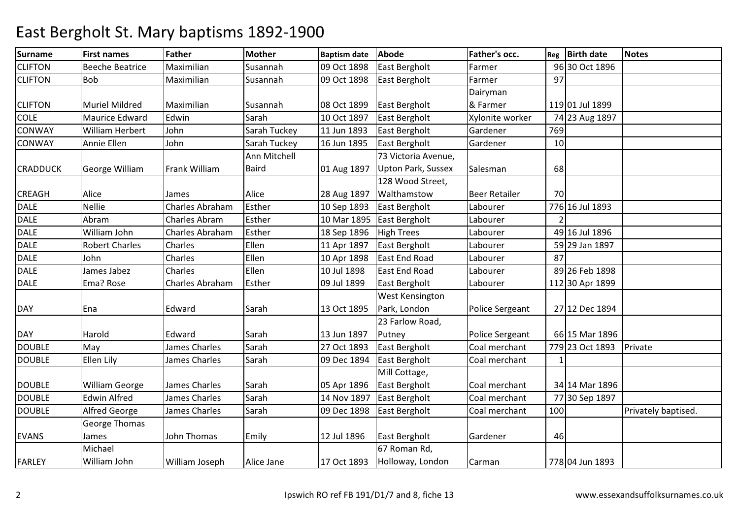# East Bergholt St. Mary baptisms 1892-1900

| Surname | First names | Father | Mother | Baptism date | Abode | Father's occ. | Reg | Birth date | Notes |
|---|---|---|---|---|---|---|---|---|---|
| CLIFTON | Beeche Beatrice | Maximilian | Susannah | 09 Oct 1898 | East Bergholt | Farmer | 96 | 30 Oct 1896 | |
| CLIFTON | Bob | Maximilian | Susannah | 09 Oct 1898 | East Bergholt | Farmer | 97 | | |
| CLIFTON | Muriel Mildred | Maximilian | Susannah | 08 Oct 1899 | East Bergholt | Dairyman & Farmer | 119 | 01 Jul 1899 | |
| COLE | Maurice Edward | Edwin | Sarah | 10 Oct 1897 | East Bergholt | Xylonite worker | 74 | 23 Aug 1897 | |
| CONWAY | William Herbert | John | Sarah Tuckey | 11 Jun 1893 | East Bergholt | Gardener | 769 | | |
| CONWAY | Annie Ellen | John | Sarah Tuckey | 16 Jun 1895 | East Bergholt | Gardener | 10 | | |
| CRADDUCK | George William | Frank William | Ann Mitchell Baird | 01 Aug 1897 | 73 Victoria Avenue, Upton Park, Sussex | Salesman | 68 | | |
| CREAGH | Alice | James | Alice | 28 Aug 1897 | 128 Wood Street, Walthamstow | Beer Retailer | 70 | | |
| DALE | Nellie | Charles Abraham | Esther | 10 Sep 1893 | East Bergholt | Labourer | 776 | 16 Jul 1893 | |
| DALE | Abram | Charles Abram | Esther | 10 Mar 1895 | East Bergholt | Labourer | 2 | | |
| DALE | William John | Charles Abraham | Esther | 18 Sep 1896 | High Trees | Labourer | 49 | 16 Jul 1896 | |
| DALE | Robert Charles | Charles | Ellen | 11 Apr 1897 | East Bergholt | Labourer | 59 | 29 Jan 1897 | |
| DALE | John | Charles | Ellen | 10 Apr 1898 | East End Road | Labourer | 87 | | |
| DALE | James Jabez | Charles | Ellen | 10 Jul 1898 | East End Road | Labourer | 89 | 26 Feb 1898 | |
| DALE | Ema? Rose | Charles Abraham | Esther | 09 Jul 1899 | East Bergholt | Labourer | 112 | 30 Apr 1899 | |
| DAY | Ena | Edward | Sarah | 13 Oct 1895 | West Kensington Park, London | Police Sergeant | 27 | 12 Dec 1894 | |
| DAY | Harold | Edward | Sarah | 13 Jun 1897 | 23 Farlow Road, Putney | Police Sergeant | 66 | 15 Mar 1896 | |
| DOUBLE | May | James Charles | Sarah | 27 Oct 1893 | East Bergholt | Coal merchant | 779 | 23 Oct 1893 | Private |
| DOUBLE | Ellen Lily | James Charles | Sarah | 09 Dec 1894 | East Bergholt | Coal merchant | 1 | | |
| DOUBLE | William George | James Charles | Sarah | 05 Apr 1896 | Mill Cottage, East Bergholt | Coal merchant | 34 | 14 Mar 1896 | |
| DOUBLE | Edwin Alfred | James Charles | Sarah | 14 Nov 1897 | East Bergholt | Coal merchant | 77 | 30 Sep 1897 | |
| DOUBLE | Alfred George | James Charles | Sarah | 09 Dec 1898 | East Bergholt | Coal merchant | 100 | | Privately baptised. |
| EVANS | George Thomas James | John Thomas | Emily | 12 Jul 1896 | East Bergholt | Gardener | 46 | | |
| FARLEY | Michael William John | William Joseph | Alice Jane | 17 Oct 1893 | 67 Roman Rd, Holloway, London | Carman | 778 | 04 Jun 1893 | |

Ipswich RO ref FB 191/D1/7 and 8, fiche 13 www.essexandsuffolksurnames.co.uk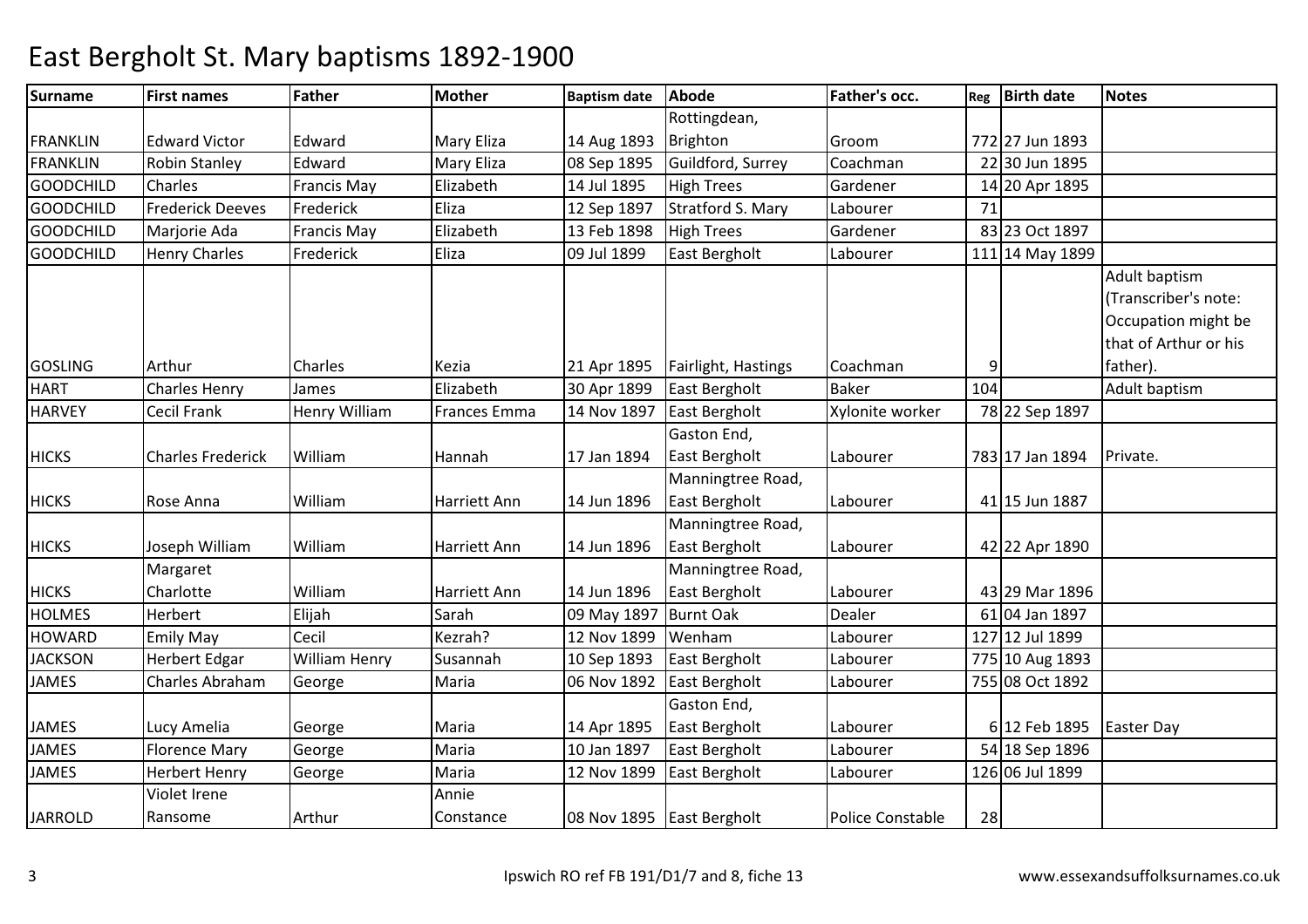# East Bergholt St. Mary baptisms 1892-1900

| Surname | First names | Father | Mother | Baptism date | Abode | Father's occ. | Reg | Birth date | Notes |
|---|---|---|---|---|---|---|---|---|---|
| FRANKLIN | Edward Victor | Edward | Mary Eliza | 14 Aug 1893 | Rottingdean, Brighton | Groom | 772 | 27 Jun 1893 | |
| FRANKLIN | Robin Stanley | Edward | Mary Eliza | 08 Sep 1895 | Guildford, Surrey | Coachman | 22 | 30 Jun 1895 | |
| GOODCHILD | Charles | Francis May | Elizabeth | 14 Jul 1895 | High Trees | Gardener | 14 | 20 Apr 1895 | |
| GOODCHILD | Frederick Deeves | Frederick | Eliza | 12 Sep 1897 | Stratford S. Mary | Labourer | 71 | | |
| GOODCHILD | Marjorie Ada | Francis May | Elizabeth | 13 Feb 1898 | High Trees | Gardener | 83 | 23 Oct 1897 | |
| GOODCHILD | Henry Charles | Frederick | Eliza | 09 Jul 1899 | East Bergholt | Labourer | 111 | 14 May 1899 | |
| GOSLING | Arthur | Charles | Kezia | 21 Apr 1895 | Fairlight, Hastings | Coachman | 9 | | Adult baptism (Transcriber's note: Occupation might be that of Arthur or his father). |
| HART | Charles Henry | James | Elizabeth | 30 Apr 1899 | East Bergholt | Baker | 104 | | Adult baptism |
| HARVEY | Cecil Frank | Henry William | Frances Emma | 14 Nov 1897 | East Bergholt | Xylonite worker | 78 | 22 Sep 1897 | |
| HICKS | Charles Frederick | William | Hannah | 17 Jan 1894 | Gaston End, East Bergholt | Labourer | 783 | 17 Jan 1894 | Private. |
| HICKS | Rose Anna | William | Harriett Ann | 14 Jun 1896 | Manningtree Road, East Bergholt | Labourer | 41 | 15 Jun 1887 | |
| HICKS | Joseph William | William | Harriett Ann | 14 Jun 1896 | Manningtree Road, East Bergholt | Labourer | 42 | 22 Apr 1890 | |
| HICKS | Margaret Charlotte | William | Harriett Ann | 14 Jun 1896 | Manningtree Road, East Bergholt | Labourer | 43 | 29 Mar 1896 | |
| HOLMES | Herbert | Elijah | Sarah | 09 May 1897 | Burnt Oak | Dealer | 61 | 04 Jan 1897 | |
| HOWARD | Emily May | Cecil | Kezrah? | 12 Nov 1899 | Wenham | Labourer | 127 | 12 Jul 1899 | |
| JACKSON | Herbert Edgar | William Henry | Susannah | 10 Sep 1893 | East Bergholt | Labourer | 775 | 10 Aug 1893 | |
| JAMES | Charles Abraham | George | Maria | 06 Nov 1892 | East Bergholt | Labourer | 755 | 08 Oct 1892 | |
| JAMES | Lucy Amelia | George | Maria | 14 Apr 1895 | Gaston End, East Bergholt | Labourer | 6 | 12 Feb 1895 | Easter Day |
| JAMES | Florence Mary | George | Maria | 10 Jan 1897 | East Bergholt | Labourer | 54 | 18 Sep 1896 | |
| JAMES | Herbert Henry | George | Maria | 12 Nov 1899 | East Bergholt | Labourer | 126 | 06 Jul 1899 | |
| JARROLD | Violet Irene Ransome | Arthur | Annie Constance | 08 Nov 1895 | East Bergholt | Police Constable | 28 | | |

Ipswich RO ref FB 191/D1/7 and 8, fiche 13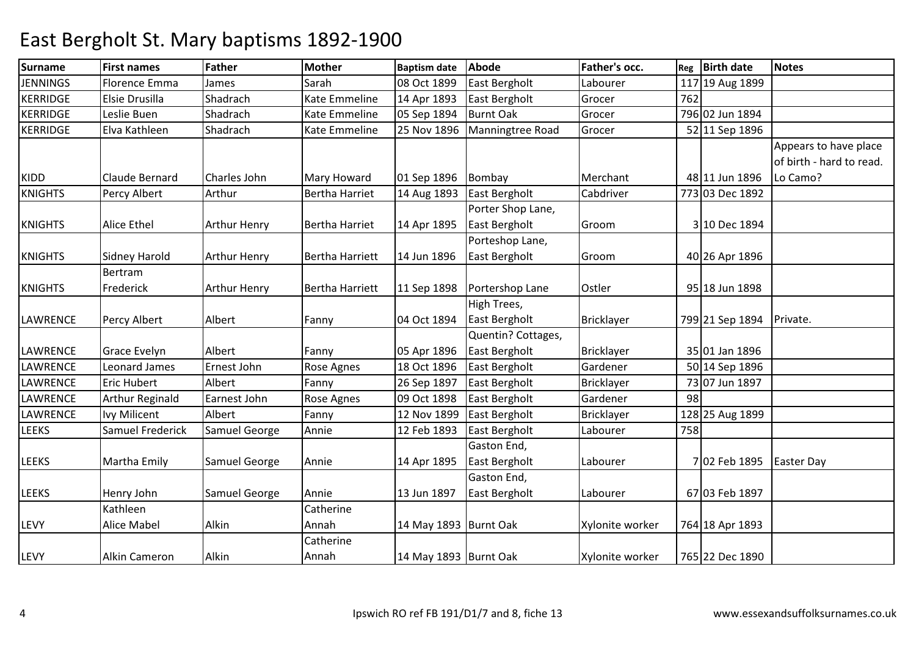# East Bergholt St. Mary baptisms 1892-1900

| Surname | First names | Father | Mother | Baptism date | Abode | Father's occ. | Reg | Birth date | Notes |
|---|---|---|---|---|---|---|---|---|---|
| JENNINGS | Florence Emma | James | Sarah | 08 Oct 1899 | East Bergholt | Labourer | 117 | 19 Aug 1899 | |
| KERRIDGE | Elsie Drusilla | Shadrach | Kate Emmeline | 14 Apr 1893 | East Bergholt | Grocer | 762 | | |
| KERRIDGE | Leslie Buen | Shadrach | Kate Emmeline | 05 Sep 1894 | Burnt Oak | Grocer | 796 | 02 Jun 1894 | |
| KERRIDGE | Elva Kathleen | Shadrach | Kate Emmeline | 25 Nov 1896 | Manningtree Road | Grocer | 52 | 11 Sep 1896 | |
| KIDD | Claude Bernard | Charles John | Mary Howard | 01 Sep 1896 | Bombay | Merchant | 48 | 11 Jun 1896 | Appears to have place of birth - hard to read. Lo Camo? |
| KNIGHTS | Percy Albert | Arthur | Bertha Harriet | 14 Aug 1893 | East Bergholt | Cabdriver | 773 | 03 Dec 1892 | |
| KNIGHTS | Alice Ethel | Arthur Henry | Bertha Harriet | 14 Apr 1895 | Porter Shop Lane, East Bergholt | Groom | 3 | 10 Dec 1894 | |
| KNIGHTS | Sidney Harold | Arthur Henry | Bertha Harriett | 14 Jun 1896 | Porteshop Lane, East Bergholt | Groom | 40 | 26 Apr 1896 | |
| KNIGHTS | Bertram Frederick | Arthur Henry | Bertha Harriett | 11 Sep 1898 | Portershop Lane | Ostler | 95 | 18 Jun 1898 | |
| LAWRENCE | Percy Albert | Albert | Fanny | 04 Oct 1894 | High Trees, East Bergholt | Bricklayer | 799 | 21 Sep 1894 | Private. |
| LAWRENCE | Grace Evelyn | Albert | Fanny | 05 Apr 1896 | Quentin? Cottages, East Bergholt | Bricklayer | 35 | 01 Jan 1896 | |
| LAWRENCE | Leonard James | Ernest John | Rose Agnes | 18 Oct 1896 | East Bergholt | Gardener | 50 | 14 Sep 1896 | |
| LAWRENCE | Eric Hubert | Albert | Fanny | 26 Sep 1897 | East Bergholt | Bricklayer | 73 | 07 Jun 1897 | |
| LAWRENCE | Arthur Reginald | Earnest John | Rose Agnes | 09 Oct 1898 | East Bergholt | Gardener | 98 | | |
| LAWRENCE | Ivy Milicent | Albert | Fanny | 12 Nov 1899 | East Bergholt | Bricklayer | 128 | 25 Aug 1899 | |
| LEEKS | Samuel Frederick | Samuel George | Annie | 12 Feb 1893 | East Bergholt | Labourer | 758 | | |
| LEEKS | Martha Emily | Samuel George | Annie | 14 Apr 1895 | Gaston End, East Bergholt | Labourer | 7 | 02 Feb 1895 | Easter Day |
| LEEKS | Henry John | Samuel George | Annie | 13 Jun 1897 | Gaston End, East Bergholt | Labourer | 67 | 03 Feb 1897 | |
| LEVY | Kathleen Alice Mabel | Alkin | Catherine Annah | 14 May 1893 | Burnt Oak | Xylonite worker | 764 | 18 Apr 1893 | |
| LEVY | Alkin Cameron | Alkin | Catherine Annah | 14 May 1893 | Burnt Oak | Xylonite worker | 765 | 22 Dec 1890 | |

Ipswich RO ref FB 191/D1/7 and 8, fiche 13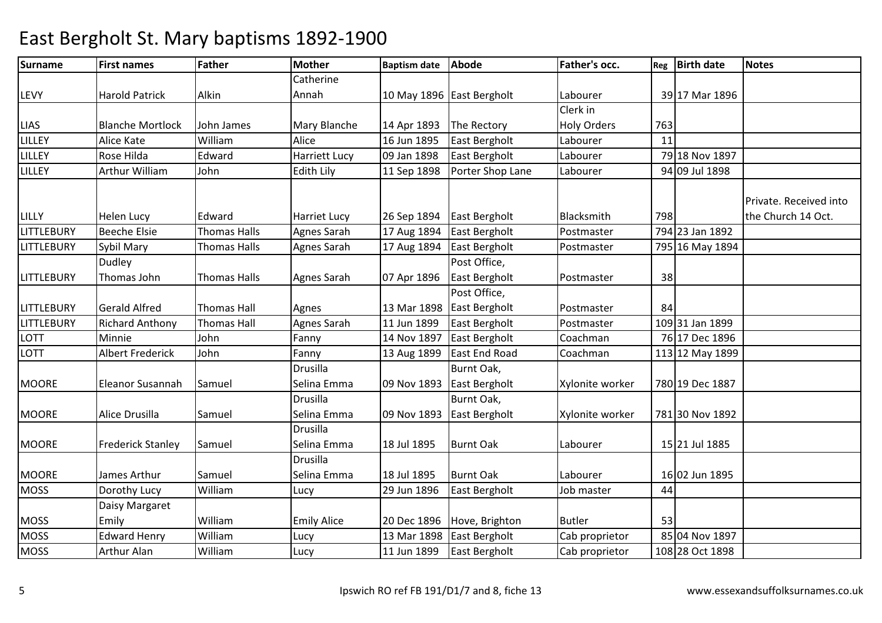# East Bergholt St. Mary baptisms 1892-1900

| Surname | First names | Father | Mother | Baptism date | Abode | Father's occ. | Reg | Birth date | Notes |
|---|---|---|---|---|---|---|---|---|---|
| LEVY | Harold Patrick | Alkin | Catherine Annah | 10 May 1896 | East Bergholt | Labourer | 39 | 17 Mar 1896 | |
| LIAS | Blanche Mortlock | John James | Mary Blanche | 14 Apr 1893 | The Rectory | Clerk in Holy Orders | 763 | | |
| LILLEY | Alice Kate | William | Alice | 16 Jun 1895 | East Bergholt | Labourer | 11 | | |
| LILLEY | Rose Hilda | Edward | Harriett Lucy | 09 Jan 1898 | East Bergholt | Labourer | 79 | 18 Nov 1897 | |
| LILLEY | Arthur William | John | Edith Lily | 11 Sep 1898 | Porter Shop Lane | Labourer | 94 | 09 Jul 1898 | |
| LILLY | Helen Lucy | Edward | Harriet Lucy | 26 Sep 1894 | East Bergholt | Blacksmith | 798 | | Private. Received into the Church 14 Oct. |
| LITTLEBURY | Beeche Elsie | Thomas Halls | Agnes Sarah | 17 Aug 1894 | East Bergholt | Postmaster | 794 | 23 Jan 1892 | |
| LITTLEBURY | Sybil Mary | Thomas Halls | Agnes Sarah | 17 Aug 1894 | East Bergholt | Postmaster | 795 | 16 May 1894 | |
| LITTLEBURY | Dudley Thomas John | Thomas Halls | Agnes Sarah | 07 Apr 1896 | Post Office, East Bergholt | Postmaster | 38 | | |
| LITTLEBURY | Gerald Alfred | Thomas Hall | Agnes | 13 Mar 1898 | Post Office, East Bergholt | Postmaster | 84 | | |
| LITTLEBURY | Richard Anthony | Thomas Hall | Agnes Sarah | 11 Jun 1899 | East Bergholt | Postmaster | 109 | 31 Jan 1899 | |
| LOTT | Minnie | John | Fanny | 14 Nov 1897 | East Bergholt | Coachman | 76 | 17 Dec 1896 | |
| LOTT | Albert Frederick | John | Fanny | 13 Aug 1899 | East End Road | Coachman | 113 | 12 May 1899 | |
| MOORE | Eleanor Susannah | Samuel | Drusilla Selina Emma | 09 Nov 1893 | Burnt Oak, East Bergholt | Xylonite worker | 780 | 19 Dec 1887 | |
| MOORE | Alice Drusilla | Samuel | Drusilla Selina Emma | 09 Nov 1893 | Burnt Oak, East Bergholt | Xylonite worker | 781 | 30 Nov 1892 | |
| MOORE | Frederick Stanley | Samuel | Drusilla Selina Emma | 18 Jul 1895 | Burnt Oak | Labourer | 15 | 21 Jul 1885 | |
| MOORE | James Arthur | Samuel | Drusilla Selina Emma | 18 Jul 1895 | Burnt Oak | Labourer | 16 | 02 Jun 1895 | |
| MOSS | Dorothy Lucy | William | Lucy | 29 Jun 1896 | East Bergholt | Job master | 44 | | |
| MOSS | Daisy Margaret Emily | William | Emily Alice | 20 Dec 1896 | Hove, Brighton | Butler | 53 | | |
| MOSS | Edward Henry | William | Lucy | 13 Mar 1898 | East Bergholt | Cab proprietor | 85 | 04 Nov 1897 | |
| MOSS | Arthur Alan | William | Lucy | 11 Jun 1899 | East Bergholt | Cab proprietor | 108 | 28 Oct 1898 | |

Ipswich RO ref FB 191/D1/7 and 8, fiche 13 www.essexandsuffolksurnames.co.uk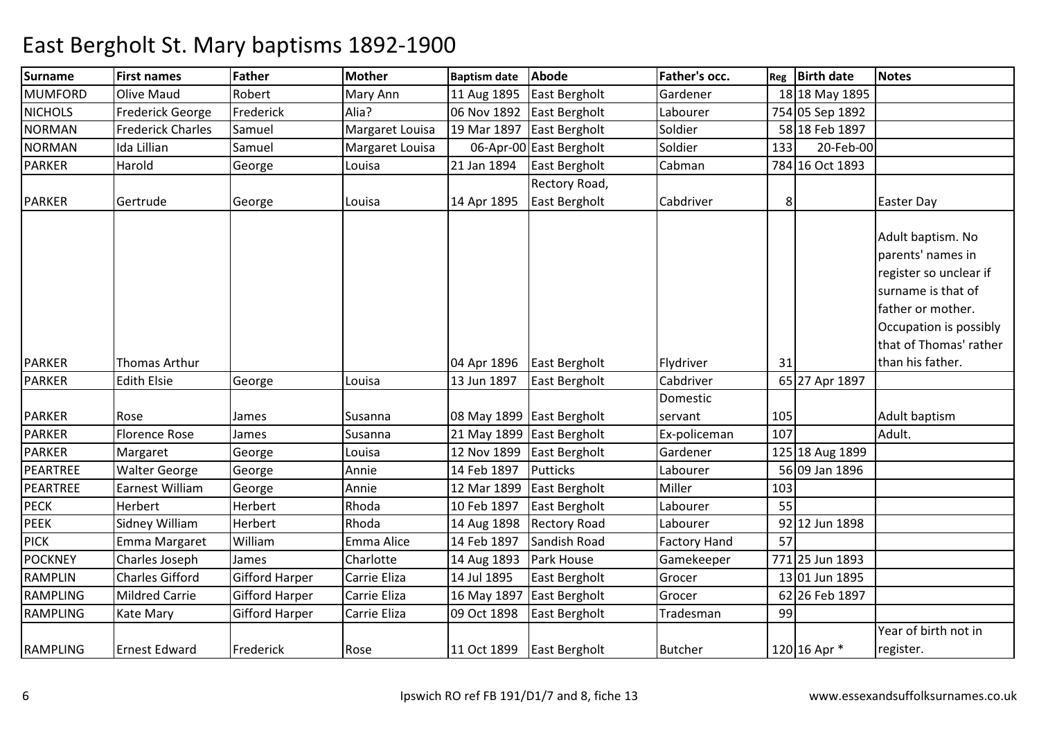# East Bergholt St. Mary baptisms 1892-1900

| Surname | First names | Father | Mother | Baptism date | Abode | Father's occ. | Reg | Birth date | Notes |
|---|---|---|---|---|---|---|---|---|---|
| MUMFORD | Olive Maud | Robert | Mary Ann | 11 Aug 1895 | East Bergholt | Gardener | 18 | 18 May 1895 | |
| NICHOLS | Frederick George | Frederick | Alia? | 06 Nov 1892 | East Bergholt | Labourer | 754 | 05 Sep 1892 | |
| NORMAN | Frederick Charles | Samuel | Margaret Louisa | 19 Mar 1897 | East Bergholt | Soldier | 58 | 18 Feb 1897 | |
| NORMAN | Ida Lillian | Samuel | Margaret Louisa | 06-Apr-00 | East Bergholt | Soldier | 133 | 20-Feb-00 | |
| PARKER | Harold | George | Louisa | 21 Jan 1894 | East Bergholt | Cabman | 784 | 16 Oct 1893 | |
| PARKER | Gertrude | George | Louisa | 14 Apr 1895 | Rectory Road, East Bergholt | Cabdriver | 8 | | Easter Day |
| PARKER | Thomas Arthur | | | 04 Apr 1896 | East Bergholt | Flydriver | 31 | | Adult baptism. No parents' names in register so unclear if surname is that of father or mother. Occupation is possibly that of Thomas' rather than his father. |
| PARKER | Edith Elsie | George | Louisa | 13 Jun 1897 | East Bergholt | Cabdriver | 65 | 27 Apr 1897 | |
| PARKER | Rose | James | Susanna | 08 May 1899 | East Bergholt | Domestic servant | 105 | | Adult baptism |
| PARKER | Florence Rose | James | Susanna | 21 May 1899 | East Bergholt | Ex-policeman | 107 | | Adult. |
| PARKER | Margaret | George | Louisa | 12 Nov 1899 | East Bergholt | Gardener | 125 | 18 Aug 1899 | |
| PEARTREE | Walter George | George | Annie | 14 Feb 1897 | Putticks | Labourer | 56 | 09 Jan 1896 | |
| PEARTREE | Earnest William | George | Annie | 12 Mar 1899 | East Bergholt | Miller | 103 | | |
| PECK | Herbert | Herbert | Rhoda | 10 Feb 1897 | East Bergholt | Labourer | 55 | | |
| PEEK | Sidney William | Herbert | Rhoda | 14 Aug 1898 | Rectory Road | Labourer | 92 | 12 Jun 1898 | |
| PICK | Emma Margaret | William | Emma Alice | 14 Feb 1897 | Sandish Road | Factory Hand | 57 | | |
| POCKNEY | Charles Joseph | James | Charlotte | 14 Aug 1893 | Park House | Gamekeeper | 771 | 25 Jun 1893 | |
| RAMPLIN | Charles Gifford | Gifford Harper | Carrie Eliza | 14 Jul 1895 | East Bergholt | Grocer | 13 | 01 Jun 1895 | |
| RAMPLING | Mildred Carrie | Gifford Harper | Carrie Eliza | 16 May 1897 | East Bergholt | Grocer | 62 | 26 Feb 1897 | |
| RAMPLING | Kate Mary | Gifford Harper | Carrie Eliza | 09 Oct 1898 | East Bergholt | Tradesman | 99 | | |
| RAMPLING | Ernest Edward | Frederick | Rose | 11 Oct 1899 | East Bergholt | Butcher | 120 | 16 Apr * | Year of birth not in register. |

Ipswich RO ref FB 191/D1/7 and 8, fiche 13

www.essexandsuffolksurnames.co.uk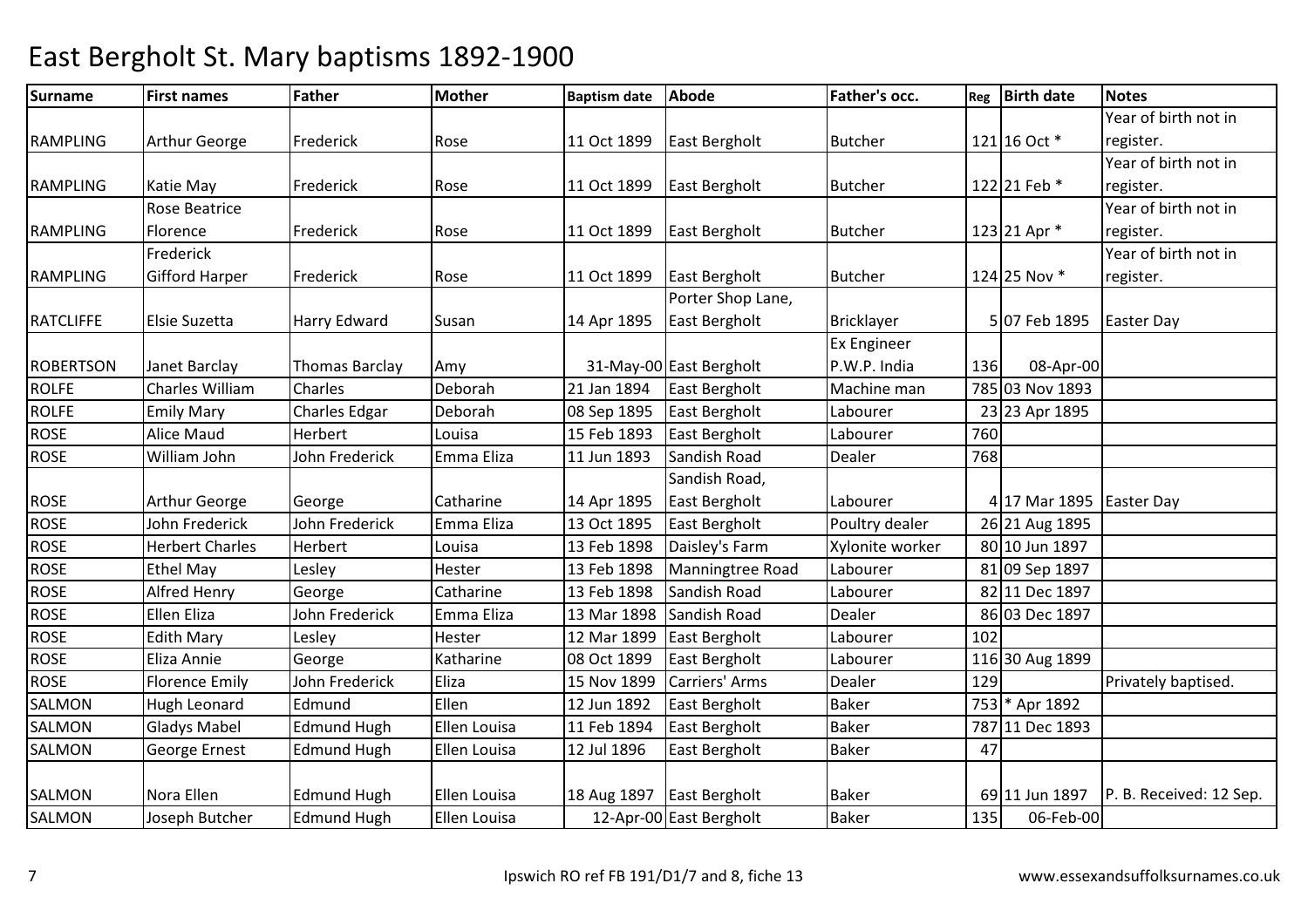# East Bergholt St. Mary baptisms 1892-1900

| Surname | First names | Father | Mother | Baptism date | Abode | Father's occ. | Reg | Birth date | Notes |
|---|---|---|---|---|---|---|---|---|---|
| RAMPLING | Arthur George | Frederick | Rose | 11 Oct 1899 | East Bergholt | Butcher | 121 | 16 Oct * | Year of birth not in register. |
| RAMPLING | Katie May | Frederick | Rose | 11 Oct 1899 | East Bergholt | Butcher | 122 | 21 Feb * | Year of birth not in register. |
| RAMPLING | Rose Beatrice Florence | Frederick | Rose | 11 Oct 1899 | East Bergholt | Butcher | 123 | 21 Apr * | Year of birth not in register. |
| RAMPLING | Frederick Gifford Harper | Frederick | Rose | 11 Oct 1899 | East Bergholt | Butcher | 124 | 25 Nov * | Year of birth not in register. |
| RATCLIFFE | Elsie Suzetta | Harry Edward | Susan | 14 Apr 1895 | Porter Shop Lane, East Bergholt | Bricklayer | 5 | 07 Feb 1895 | Easter Day |
| ROBERTSON | Janet Barclay | Thomas Barclay | Amy | 31-May-00 | East Bergholt | Ex Engineer P.W.P. India | 136 | 08-Apr-00 | |
| ROLFE | Charles William | Charles | Deborah | 21 Jan 1894 | East Bergholt | Machine man | 785 | 03 Nov 1893 | |
| ROLFE | Emily Mary | Charles Edgar | Deborah | 08 Sep 1895 | East Bergholt | Labourer | 23 | 23 Apr 1895 | |
| ROSE | Alice Maud | Herbert | Louisa | 15 Feb 1893 | East Bergholt | Labourer | 760 | | |
| ROSE | William John | John Frederick | Emma Eliza | 11 Jun 1893 | Sandish Road | Dealer | 768 | | |
| ROSE | Arthur George | George | Catharine | 14 Apr 1895 | Sandish Road, East Bergholt | Labourer | 4 | 17 Mar 1895 | Easter Day |
| ROSE | John Frederick | John Frederick | Emma Eliza | 13 Oct 1895 | East Bergholt | Poultry dealer | 26 | 21 Aug 1895 | |
| ROSE | Herbert Charles | Herbert | Louisa | 13 Feb 1898 | Daisley's Farm | Xylonite worker | 80 | 10 Jun 1897 | |
| ROSE | Ethel May | Lesley | Hester | 13 Feb 1898 | Manningtree Road | Labourer | 81 | 09 Sep 1897 | |
| ROSE | Alfred Henry | George | Catharine | 13 Feb 1898 | Sandish Road | Labourer | 82 | 11 Dec 1897 | |
| ROSE | Ellen Eliza | John Frederick | Emma Eliza | 13 Mar 1898 | Sandish Road | Dealer | 86 | 03 Dec 1897 | |
| ROSE | Edith Mary | Lesley | Hester | 12 Mar 1899 | East Bergholt | Labourer | 102 | | |
| ROSE | Eliza Annie | George | Katharine | 08 Oct 1899 | East Bergholt | Labourer | 116 | 30 Aug 1899 | |
| ROSE | Florence Emily | John Frederick | Eliza | 15 Nov 1899 | Carriers' Arms | Dealer | 129 | | Privately baptised. |
| SALMON | Hugh Leonard | Edmund | Ellen | 12 Jun 1892 | East Bergholt | Baker | 753 | * Apr 1892 | |
| SALMON | Gladys Mabel | Edmund Hugh | Ellen Louisa | 11 Feb 1894 | East Bergholt | Baker | 787 | 11 Dec 1893 | |
| SALMON | George Ernest | Edmund Hugh | Ellen Louisa | 12 Jul 1896 | East Bergholt | Baker | 47 | | |
| SALMON | Nora Ellen | Edmund Hugh | Ellen Louisa | 18 Aug 1897 | East Bergholt | Baker | 69 | 11 Jun 1897 | P. B. Received: 12 Sep. |
| SALMON | Joseph Butcher | Edmund Hugh | Ellen Louisa | 12-Apr-00 | East Bergholt | Baker | 135 | 06-Feb-00 | |

Ipswich RO ref FB 191/D1/7 and 8, fiche 13 www.essexandsuffolksurnames.co.uk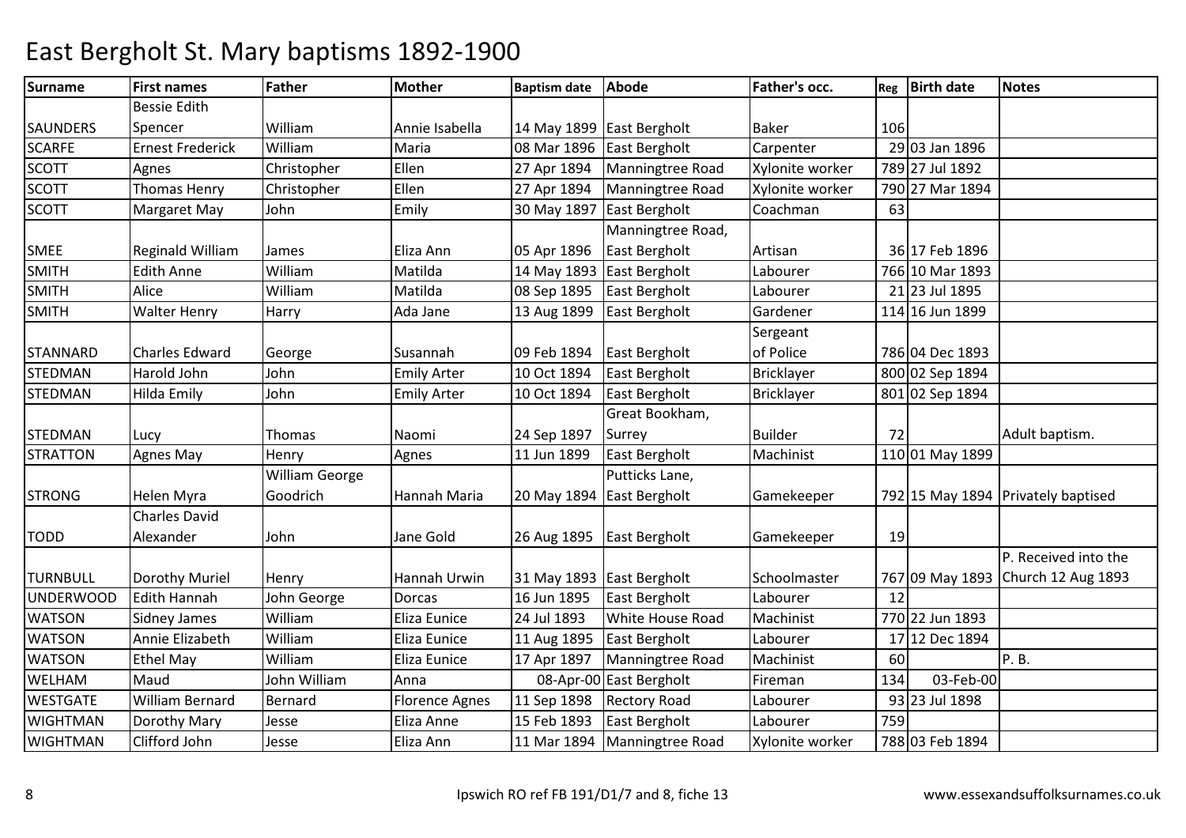# East Bergholt St. Mary baptisms 1892-1900

| Surname | First names | Father | Mother | Baptism date | Abode | Father's occ. | Reg | Birth date | Notes |
|---|---|---|---|---|---|---|---|---|---|
| SAUNDERS | Bessie Edith Spencer | William | Annie Isabella | 14 May 1899 | East Bergholt | Baker | 106 | | |
| SCARFE | Ernest Frederick | William | Maria | 08 Mar 1896 | East Bergholt | Carpenter | 29 | 03 Jan 1896 | |
| SCOTT | Agnes | Christopher | Ellen | 27 Apr 1894 | Manningtree Road | Xylonite worker | 789 | 27 Jul 1892 | |
| SCOTT | Thomas Henry | Christopher | Ellen | 27 Apr 1894 | Manningtree Road | Xylonite worker | 790 | 27 Mar 1894 | |
| SCOTT | Margaret May | John | Emily | 30 May 1897 | East Bergholt | Coachman | 63 | | |
| SMEE | Reginald William | James | Eliza Ann | 05 Apr 1896 | Manningtree Road, East Bergholt | Artisan | 36 | 17 Feb 1896 | |
| SMITH | Edith Anne | William | Matilda | 14 May 1893 | East Bergholt | Labourer | 766 | 10 Mar 1893 | |
| SMITH | Alice | William | Matilda | 08 Sep 1895 | East Bergholt | Labourer | 21 | 23 Jul 1895 | |
| SMITH | Walter Henry | Harry | Ada Jane | 13 Aug 1899 | East Bergholt | Gardener | 114 | 16 Jun 1899 | |
| STANNARD | Charles Edward | George | Susannah | 09 Feb 1894 | East Bergholt | Sergeant of Police | 786 | 04 Dec 1893 | |
| STEDMAN | Harold John | John | Emily Arter | 10 Oct 1894 | East Bergholt | Bricklayer | 800 | 02 Sep 1894 | |
| STEDMAN | Hilda Emily | John | Emily Arter | 10 Oct 1894 | East Bergholt | Bricklayer | 801 | 02 Sep 1894 | |
| STEDMAN | Lucy | Thomas | Naomi | 24 Sep 1897 | Great Bookham, Surrey | Builder | 72 | | Adult baptism. |
| STRATTON | Agnes May | Henry | Agnes | 11 Jun 1899 | East Bergholt | Machinist | 110 | 01 May 1899 | |
| STRONG | Helen Myra | William George Goodrich | Hannah Maria | 20 May 1894 | Putticks Lane, East Bergholt | Gamekeeper | 792 | 15 May 1894 | Privately baptised |
| TODD | Charles David Alexander | John | Jane Gold | 26 Aug 1895 | East Bergholt | Gamekeeper | 19 | | |
| TURNBULL | Dorothy Muriel | Henry | Hannah Urwin | 31 May 1893 | East Bergholt | Schoolmaster | 767 | 09 May 1893 | P. Received into the Church 12 Aug 1893 |
| UNDERWOOD | Edith Hannah | John George | Dorcas | 16 Jun 1895 | East Bergholt | Labourer | 12 | | |
| WATSON | Sidney James | William | Eliza Eunice | 24 Jul 1893 | White House Road | Machinist | 770 | 22 Jun 1893 | |
| WATSON | Annie Elizabeth | William | Eliza Eunice | 11 Aug 1895 | East Bergholt | Labourer | 17 | 12 Dec 1894 | |
| WATSON | Ethel May | William | Eliza Eunice | 17 Apr 1897 | Manningtree Road | Machinist | 60 | | P. B. |
| WELHAM | Maud | John William | Anna | 08-Apr-00 | East Bergholt | Fireman | 134 | 03-Feb-00 | |
| WESTGATE | William Bernard | Bernard | Florence Agnes | 11 Sep 1898 | Rectory Road | Labourer | 93 | 23 Jul 1898 | |
| WIGHTMAN | Dorothy Mary | Jesse | Eliza Anne | 15 Feb 1893 | East Bergholt | Labourer | 759 | | |
| WIGHTMAN | Clifford John | Jesse | Eliza Ann | 11 Mar 1894 | Manningtree Road | Xylonite worker | 788 | 03 Feb 1894 | |

Ipswich RO ref FB 191/D1/7 and 8, fiche 13

www.essexandsuffolksurnames.co.uk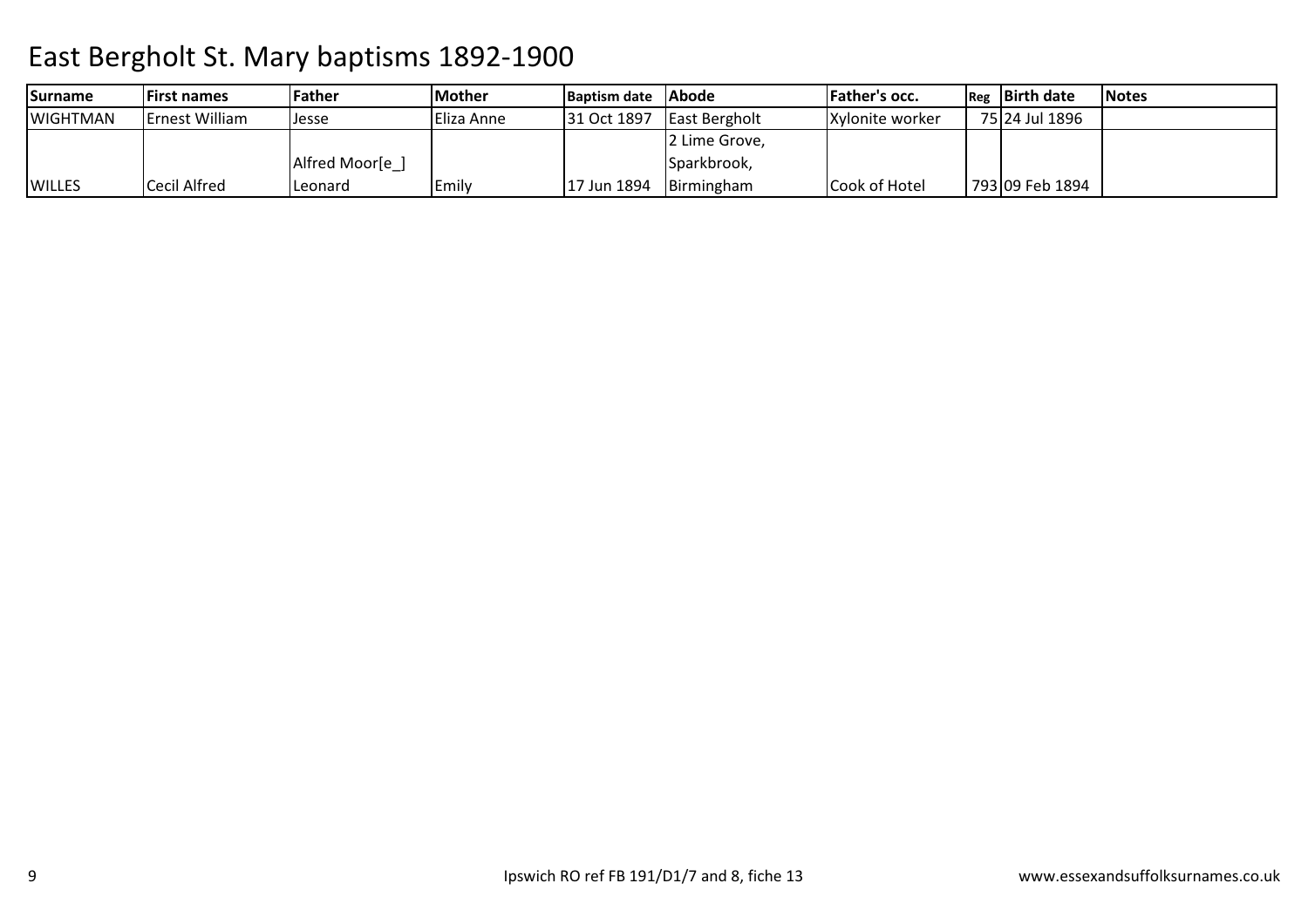# East Bergholt St. Mary baptisms 1892-1900

| Surname | First names | Father | Mother | Baptism date | Abode | Father's occ. | Reg | Birth date | Notes |
|---|---|---|---|---|---|---|---|---|---|
| WIGHTMAN | Ernest William | Jesse | Eliza Anne | 31 Oct 1897 | East Bergholt | Xylonite worker | 75 | 24 Jul 1896 | |
| WILLES | Cecil Alfred | Alfred Moor[e_] Leonard | Emily | 17 Jun 1894 | 2 Lime Grove, Sparkbrook, Birmingham | Cook of Hotel | 793 | 09 Feb 1894 | |

Ipswich RO ref FB 191/D1/7 and 8, fiche 13

www.essexandsuffolksurnames.co.uk